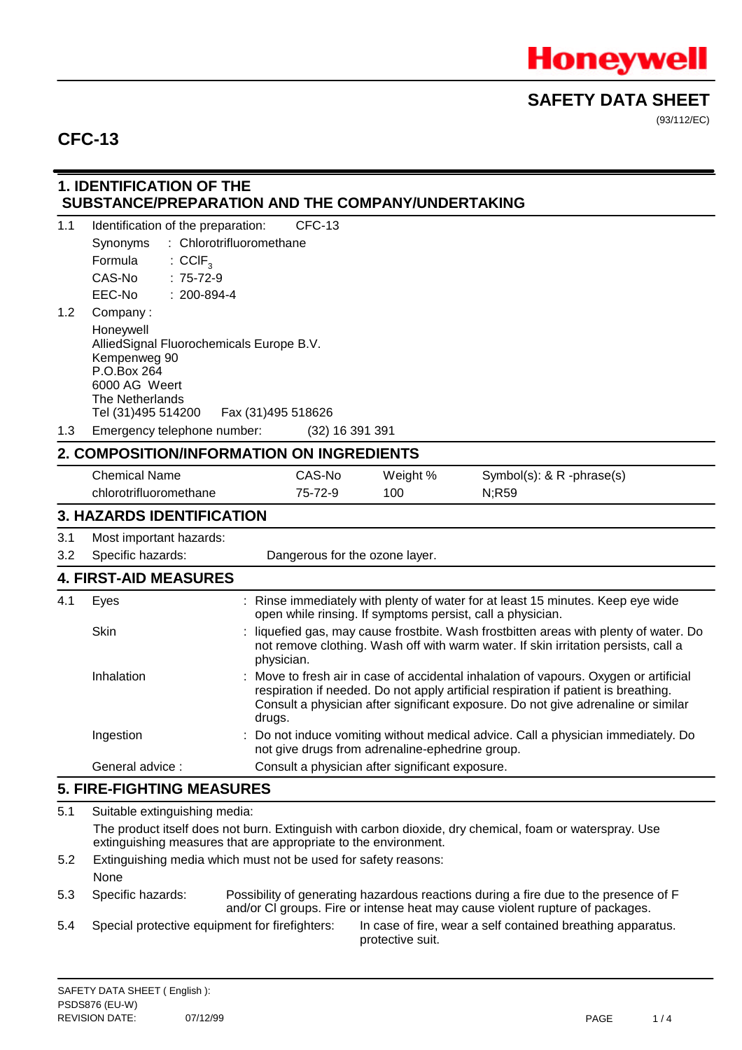Honeywell

# SAFETY DATA SHEET

(93/112/EC)

# CFC-13

## 1. IDENTIFICATION OF THE SUBSTANCE/PREPARATION AND THE COMPANY/UNDERTAKING

1.1 Identification of the preparation: CFC-13

- Synonyms : Chlorotrifluoromethane
- Formula : $CClF_3$
- CAS-No : 75-72-9
- EEC-No : 200-894-4

1.2 Company :

Honeywell
AlliedSignal Fluorochemicals Europe B.V.
Kempenweg 90
P.O.Box 264
6000 AG Weert
The Netherlands
Tel (31)495 514200 Fax (31)495 518626

1.3 Emergency telephone number: (32) 16 391 391

## 2. COMPOSITION/INFORMATION ON INGREDIENTS

| Chemical Name | CAS-No | Weight % | Symbol(s): & R -phrase(s) |
|---|---|---|---|
| chlorotrifluoromethane | 75-72-9 | 100 | N;R59 |

## 3. HAZARDS IDENTIFICATION

3.1 Most important hazards:

3.2 Specific hazards: Dangerous for the ozone layer.

## 4. FIRST-AID MEASURES

4.1

- **Eyes** : Rinse immediately with plenty of water for at least 15 minutes. Keep eye wide open while rinsing. If symptoms persist, call a physician.
- **Skin** : liquefied gas, may cause frostbite. Wash frostbitten areas with plenty of water. Do not remove clothing. Wash off with warm water. If skin irritation persists, call a physician.
- **Inhalation** : Move to fresh air in case of accidental inhalation of vapours. Oxygen or artificial respiration if needed. Do not apply artificial respiration if patient is breathing. Consult a physician after significant exposure. Do not give adrenaline or similar drugs.
- **Ingestion** : Do not induce vomiting without medical advice. Call a physician immediately. Do not give drugs from adrenaline-ephedrine group.
- **General advice** : Consult a physician after significant exposure.

## 5. FIRE-FIGHTING MEASURES

5.1 Suitable extinguishing media:

The product itself does not burn. Extinguish with carbon dioxide, dry chemical, foam or waterspray. Use extinguishing measures that are appropriate to the environment.

5.2 Extinguishing media which must not be used for safety reasons:

None

5.3 Specific hazards: Possibility of generating hazardous reactions during a fire due to the presence of F and/or Cl groups. Fire or intense heat may cause violent rupture of packages.

5.4 Special protective equipment for firefighters: In case of fire, wear a self contained breathing apparatus. protective suit.

SAFETY DATA SHEET ( English ):
PSDS876 (EU-W)
REVISION DATE: 07/12/99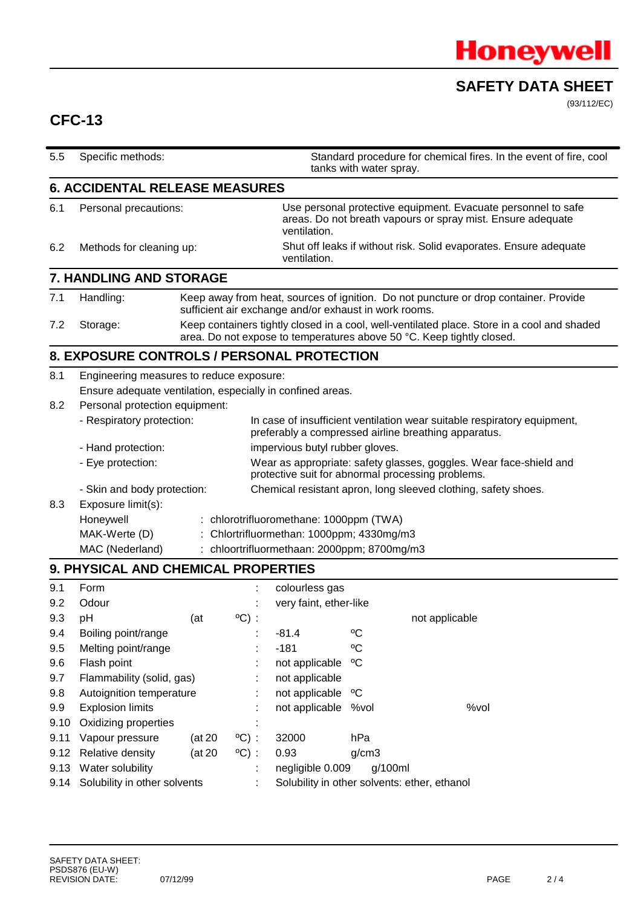**CFC-13**

| | | |
|---|---|---|
| 5.5 | Specific methods: | Standard procedure for chemical fires. In the event of fire, cool tanks with water spray. |

## 6. ACCIDENTAL RELEASE MEASURES

| | | |
|---|---|---|
| 6.1 | Personal precautions: | Use personal protective equipment. Evacuate personnel to safe areas. Do not breath vapours or spray mist. Ensure adequate ventilation. |
| 6.2 | Methods for cleaning up: | Shut off leaks if without risk. Solid evaporates. Ensure adequate ventilation. |

## 7. HANDLING AND STORAGE

| | | |
|---|---|---|
| 7.1 | Handling: | Keep away from heat, sources of ignition. Do not puncture or drop container. Provide sufficient air exchange and/or exhaust in work rooms. |
| 7.2 | Storage: | Keep containers tightly closed in a cool, well-ventilated place. Store in a cool and shaded area. Do not expose to temperatures above 50 °C. Keep tightly closed. |

## 8. EXPOSURE CONTROLS / PERSONAL PROTECTION

8.1 Engineering measures to reduce exposure:

Ensure adequate ventilation, especially in confined areas.

8.2 Personal protection equipment:

| | |
|---|---|
| - Respiratory protection: | In case of insufficient ventilation wear suitable respiratory equipment, preferably a compressed airline breathing apparatus. |
| - Hand protection: | impervious butyl rubber gloves. |
| - Eye protection: | Wear as appropriate: safety glasses, goggles. Wear face-shield and protective suit for abnormal processing problems. |
| - Skin and body protection: | Chemical resistant apron, long sleeved clothing, safety shoes. |

8.3 Exposure limit(s):

| | |
|---|---|
| Honeywell | : chlorotrifluoromethane: 1000ppm (TWA) |
| MAK-Werte (D) | : Chlortrifluormethan: 1000ppm; 4330mg/m3 |
| MAC (Nederland) | : chloortrifluormethaan: 2000ppm; 8700mg/m3 |

## 9. PHYSICAL AND CHEMICAL PROPERTIES

| | | | | | |
|---|---|---|---|---|---|
| 9.1 | Form | : | colourless gas | | |
| 9.2 | Odour | : | very faint, ether-like | | |
| 9.3 | pH (at °C) | : | | | not applicable |
| 9.4 | Boiling point/range | : | -81.4 | ºC | |
| 9.5 | Melting point/range | : | -181 | ºC | |
| 9.6 | Flash point | : | not applicable | ºC | |
| 9.7 | Flammability (solid, gas) | : | not applicable | | |
| 9.8 | Autoignition temperature | : | not applicable | ºC | |
| 9.9 | Explosion limits | : | not applicable | %vol | %vol |
| 9.10 | Oxidizing properties | : | | | |
| 9.11 | Vapour pressure (at 20 ºC) | : | 32000 | hPa | |
| 9.12 | Relative density (at 20 ºC) | : | 0.93 | g/cm3 | |
| 9.13 | Water solubility | : | negligible 0.009 | g/100ml | |
| 9.14 | Solubility in other solvents | : | Solubility in other solvents: ether, ethanol | | |

SAFETY DATA SHEET: PSDS876 (EU-W)
REVISION DATE: 07/12/99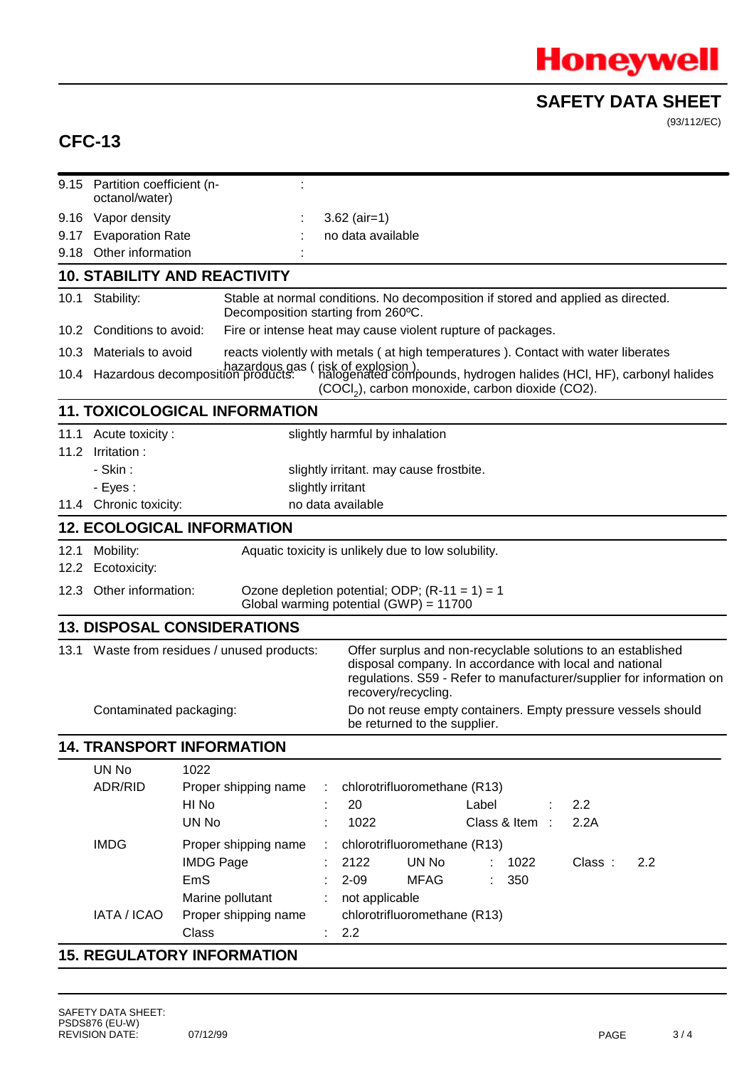# SAFETY DATA SHEET

(93/112/EC)

## CFC-13

| | | |
|---|---|---|
| 9.15 | Partition coefficient (n-octanol/water) | : |
| 9.16 | Vapor density | : 3.62 (air=1) |
| 9.17 | Evaporation Rate | : no data available |
| 9.18 | Other information | : |

## 10. STABILITY AND REACTIVITY

| | | |
|---|---|---|
| 10.1 | Stability: | Stable at normal conditions. No decomposition if stored and applied as directed. Decomposition starting from 260ºC. |
| 10.2 | Conditions to avoid: | Fire or intense heat may cause violent rupture of packages. |
| 10.3 | Materials to avoid | reacts violently with metals ( at high temperatures ). Contact with water liberates hazardous gas ( risk of explosion ). |
| 10.4 | Hazardous decomposition products: | halogenated compounds, hydrogen halides (HCl, HF), carbonyl halides ($COCl_2$), carbon monoxide, carbon dioxide ($CO_2$). |

## 11. TOXICOLOGICAL INFORMATION

| | | |
|---|---|---|
| 11.1 | Acute toxicity : | slightly harmful by inhalation |
| 11.2 | Irritation : | |
| | - Skin : | slightly irritant. may cause frostbite. |
| | - Eyes : | slightly irritant |
| 11.4 | Chronic toxicity: | no data available |

## 12. ECOLOGICAL INFORMATION

| | | |
|---|---|---|
| 12.1 | Mobility: | Aquatic toxicity is unlikely due to low solubility. |
| 12.2 | Ecotoxicity: | |
| 12.3 | Other information: | Ozone depletion potential; ODP; (R-11 = 1) = 1<br>Global warming potential (GWP) = 11700 |

## 13. DISPOSAL CONSIDERATIONS

| | | |
|---|---|---|
| 13.1 | Waste from residues / unused products: | Offer surplus and non-recyclable solutions to an established disposal company. In accordance with local and national regulations. S59 - Refer to manufacturer/supplier for information on recovery/recycling. |
| | Contaminated packaging: | Do not reuse empty containers. Empty pressure vessels should be returned to the supplier. |

## 14. TRANSPORT INFORMATION

| | | | | | | |
|---|---|---|---|---|---|---|
| UN No | 1022 | | | | | |
| ADR/RID | Proper shipping name | : chlorotrifluoromethane (R13) | | | | |
| | HI No | : 20 | Label | : 2.2 | | |
| | UN No | : 1022 | Class & Item | : 2.2A | | |
| IMDG | Proper shipping name | : chlorotrifluoromethane (R13) | | | | |
| | IMDG Page | : 2122 | UN No | : 1022 | Class : | 2.2 |
| | EmS | : 2-09 | MFAG | : 350 | | |
| | Marine pollutant | : not applicable | | | | |
| IATA / ICAO | Proper shipping name | chlorotrifluoromethane (R13) | | | | |
| | Class | : 2.2 | | | | |

## 15. REGULATORY INFORMATION

SAFETY DATA SHEET: PSDS876 (EU-W)
REVISION DATE: 07/12/99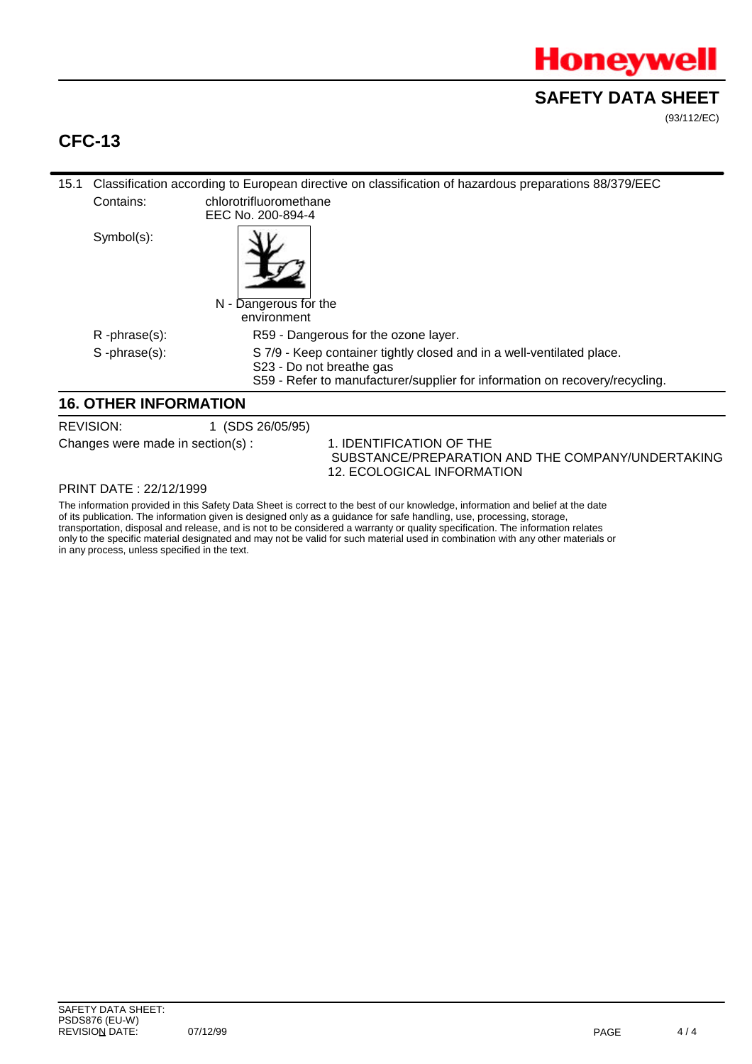# SAFETY DATA SHEET

(93/112/EC)

## CFC-13

15.1 Classification according to European directive on classification of hazardous preparations 88/379/EEC

Contains: chlorotrifluoromethane
EEC No. 200-894-4

Symbol(s):

N - Dangerous for the environment

R -phrase(s): R59 - Dangerous for the ozone layer.

S -phrase(s): S 7/9 - Keep container tightly closed and in a well-ventilated place.
S23 - Do not breathe gas
S59 - Refer to manufacturer/supplier for information on recovery/recycling.

## 16. OTHER INFORMATION

REVISION: 1 (SDS 26/05/95)

Changes were made in section(s) :
1. IDENTIFICATION OF THE SUBSTANCE/PREPARATION AND THE COMPANY/UNDERTAKING
12. ECOLOGICAL INFORMATION

PRINT DATE : 22/12/1999

The information provided in this Safety Data Sheet is correct to the best of our knowledge, information and belief at the date of its publication. The information given is designed only as a guidance for safe handling, use, processing, storage, transportation, disposal and release, and is not to be considered a warranty or quality specification. The information relates only to the specific material designated and may not be valid for such material used in combination with any other materials or in any process, unless specified in the text.

SAFETY DATA SHEET:
PSDS876 (EU-W)
REVISION DATE: 07/12/99